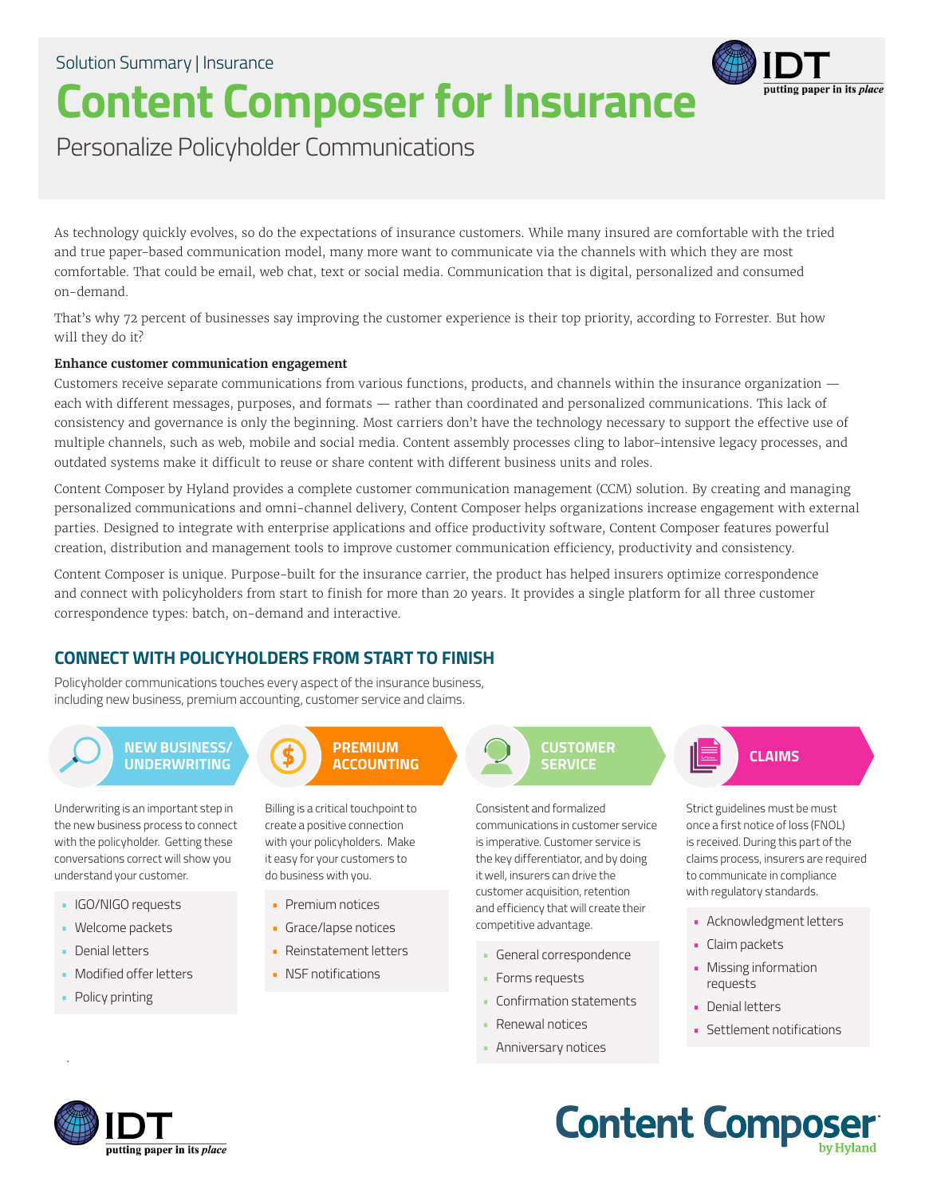Solution Summary | Insurance

# Content Composer for Insurance

## Personalize Policyholder Communications

As technology quickly evolves, so do the expectations of insurance customers. While many insured are comfortable with the tried and true paper-based communication model, many more want to communicate via the channels with which they are most comfortable. That could be email, web chat, text or social media. Communication that is digital, personalized and consumed on-demand.

That's why 72 percent of businesses say improving the customer experience is their top priority, according to Forrester. But how will they do it?

**Enhance customer communication engagement**

Customers receive separate communications from various functions, products, and channels within the insurance organization — each with different messages, purposes, and formats — rather than coordinated and personalized communications. This lack of consistency and governance is only the beginning. Most carriers don't have the technology necessary to support the effective use of multiple channels, such as web, mobile and social media. Content assembly processes cling to labor-intensive legacy processes, and outdated systems make it difficult to reuse or share content with different business units and roles.

Content Composer by Hyland provides a complete customer communication management (CCM) solution. By creating and managing personalized communications and omni-channel delivery, Content Composer helps organizations increase engagement with external parties. Designed to integrate with enterprise applications and office productivity software, Content Composer features powerful creation, distribution and management tools to improve customer communication efficiency, productivity and consistency.

Content Composer is unique. Purpose-built for the insurance carrier, the product has helped insurers optimize correspondence and connect with policyholders from start to finish for more than 20 years. It provides a single platform for all three customer correspondence types: batch, on-demand and interactive.

## CONNECT WITH POLICYHOLDERS FROM START TO FINISH

Policyholder communications touches every aspect of the insurance business, including new business, premium accounting, customer service and claims.

### NEW BUSINESS/ UNDERWRITING

Underwriting is an important step in the new business process to connect with the policyholder. Getting these conversations correct will show you understand your customer.

- IGO/NIGO requests
- Welcome packets
- Denial letters
- Modified offer letters
- Policy printing

### PREMIUM ACCOUNTING

Billing is a critical touchpoint to create a positive connection with your policyholders. Make it easy for your customers to do business with you.

- Premium notices
- Grace/lapse notices
- Reinstatement letters
- NSF notifications

### CUSTOMER SERVICE

Consistent and formalized communications in customer service is imperative. Customer service is the key differentiator, and by doing it well, insurers can drive the customer acquisition, retention and efficiency that will create their competitive advantage.

- General correspondence
- Forms requests
- Confirmation statements
- Renewal notices
- Anniversary notices

### CLAIMS

Strict guidelines must be must once a first notice of loss (FNOL) is received. During this part of the claims process, insurers are required to communicate in compliance with regulatory standards.

- Acknowledgment letters
- Claim packets
- Missing information requests
- Denial letters
- Settlement notifications

IDT putting paper in its *place*

Content Composer by Hyland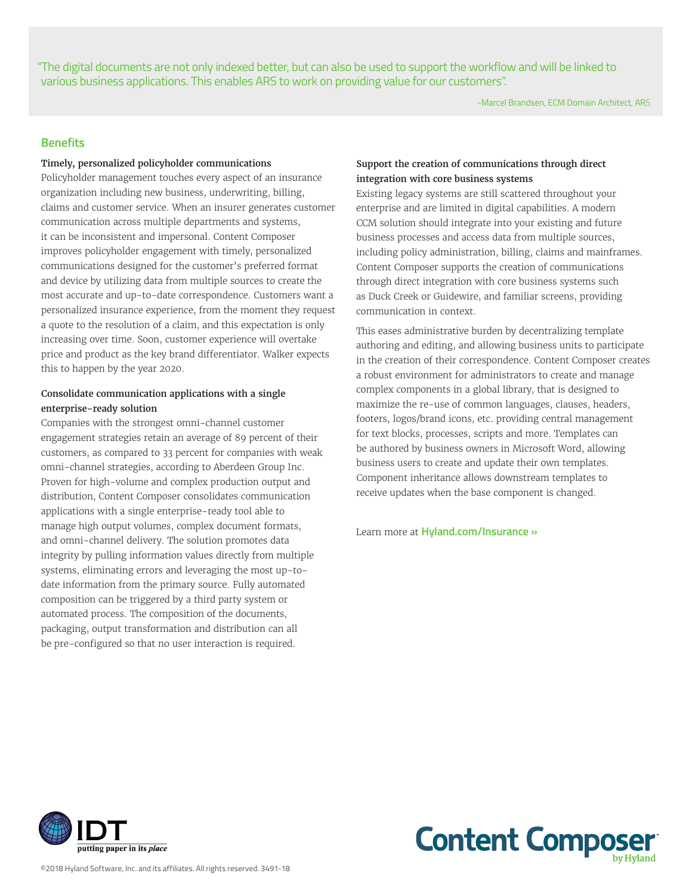> "The digital documents are not only indexed better, but can also be used to support the workflow and will be linked to various business applications. This enables ARS to work on providing value for our customers".
>
> -Marcel Brandsen, ECM Domain Architect, ARS

## Benefits

**Timely, personalized policyholder communications**

Policyholder management touches every aspect of an insurance organization including new business, underwriting, billing, claims and customer service. When an insurer generates customer communication across multiple departments and systems, it can be inconsistent and impersonal. Content Composer improves policyholder engagement with timely, personalized communications designed for the customer's preferred format and device by utilizing data from multiple sources to create the most accurate and up-to-date correspondence. Customers want a personalized insurance experience, from the moment they request a quote to the resolution of a claim, and this expectation is only increasing over time. Soon, customer experience will overtake price and product as the key brand differentiator. Walker expects this to happen by the year 2020.

**Consolidate communication applications with a single enterprise-ready solution**

Companies with the strongest omni-channel customer engagement strategies retain an average of 89 percent of their customers, as compared to 33 percent for companies with weak omni-channel strategies, according to Aberdeen Group Inc. Proven for high-volume and complex production output and distribution, Content Composer consolidates communication applications with a single enterprise-ready tool able to manage high output volumes, complex document formats, and omni-channel delivery. The solution promotes data integrity by pulling information values directly from multiple systems, eliminating errors and leveraging the most up-to-date information from the primary source. Fully automated composition can be triggered by a third party system or automated process. The composition of the documents, packaging, output transformation and distribution can all be pre-configured so that no user interaction is required.

**Support the creation of communications through direct integration with core business systems**

Existing legacy systems are still scattered throughout your enterprise and are limited in digital capabilities. A modern CCM solution should integrate into your existing and future business processes and access data from multiple sources, including policy administration, billing, claims and mainframes. Content Composer supports the creation of communications through direct integration with core business systems such as Duck Creek or Guidewire, and familiar screens, providing communication in context.

This eases administrative burden by decentralizing template authoring and editing, and allowing business units to participate in the creation of their correspondence. Content Composer creates a robust environment for administrators to create and manage complex components in a global library, that is designed to maximize the re-use of common languages, clauses, headers, footers, logos/brand icons, etc. providing central management for text blocks, processes, scripts and more. Templates can be authored by business owners in Microsoft Word, allowing business users to create and update their own templates. Component inheritance allows downstream templates to receive updates when the base component is changed.

Learn more at **Hyland.com/Insurance »**

IDT putting paper in its *place*

Content Composer by Hyland

©2018 Hyland Software, Inc. and its affiliates. All rights reserved. 3491-18